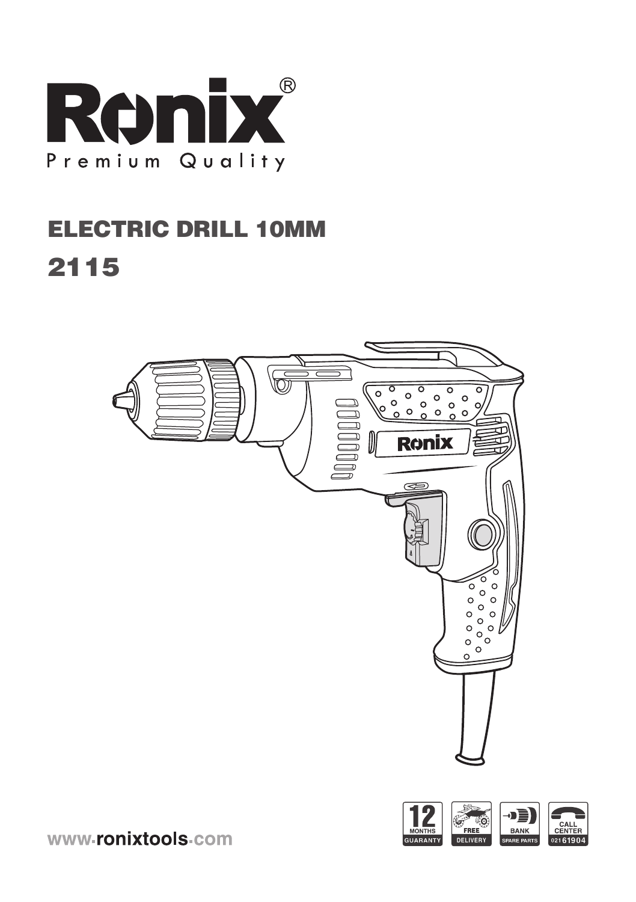# Ronix®

Premium Quality

## ELECTRIC DRILL 10MM

## 2115

12 MONTHS GUARANTY | FREE DELIVERY | BANK SPARE PARTS | CALL CENTER 02161904

www.ronixtools.com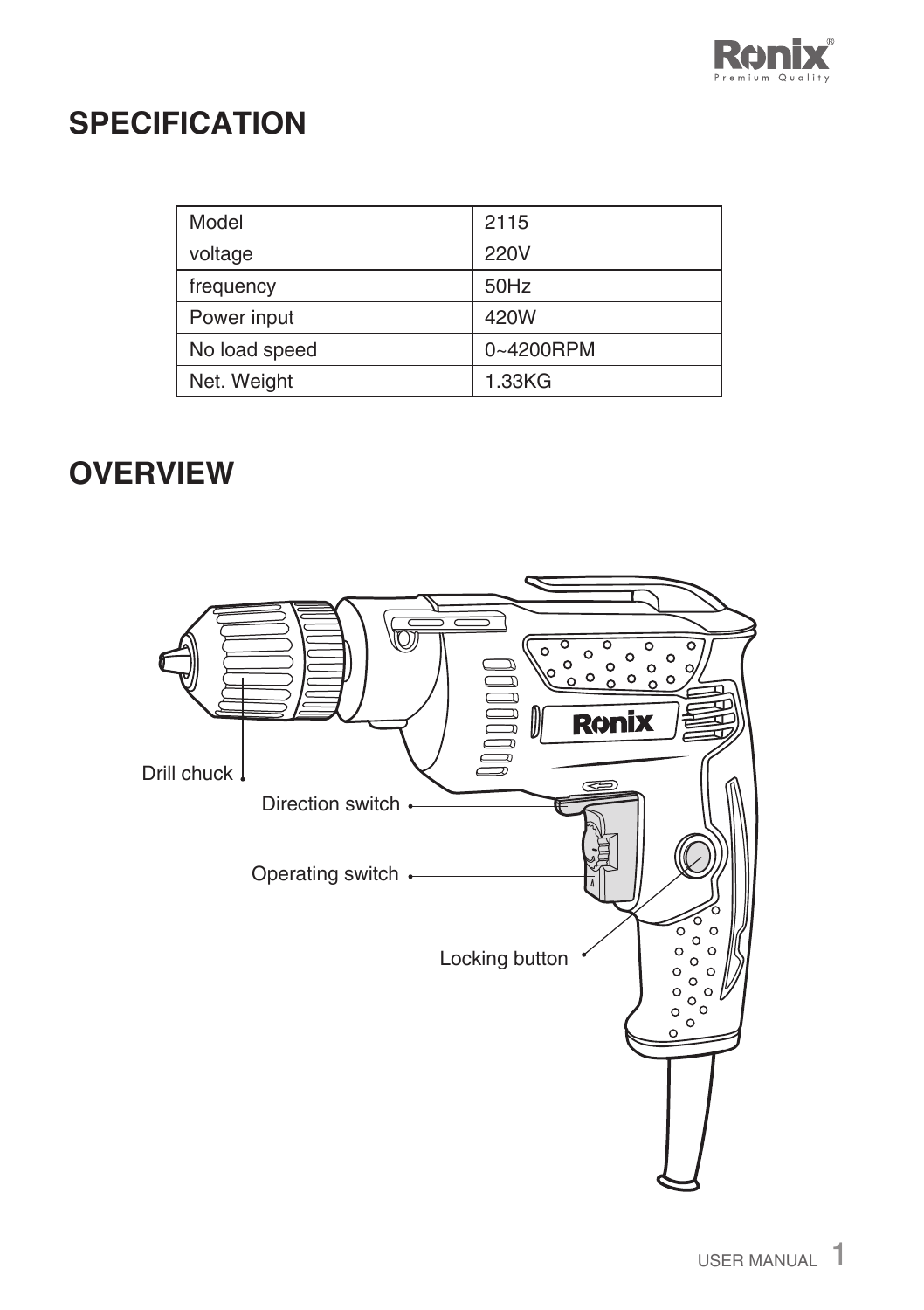## SPECIFICATION

| Model | 2115 |
|---|---|
| voltage | 220V |
| frequency | 50Hz |
| Power input | 420W |
| No load speed | 0~4200RPM |
| Net. Weight | 1.33KG |

## OVERVIEW

Drill chuck

Direction switch

Operating switch

Locking button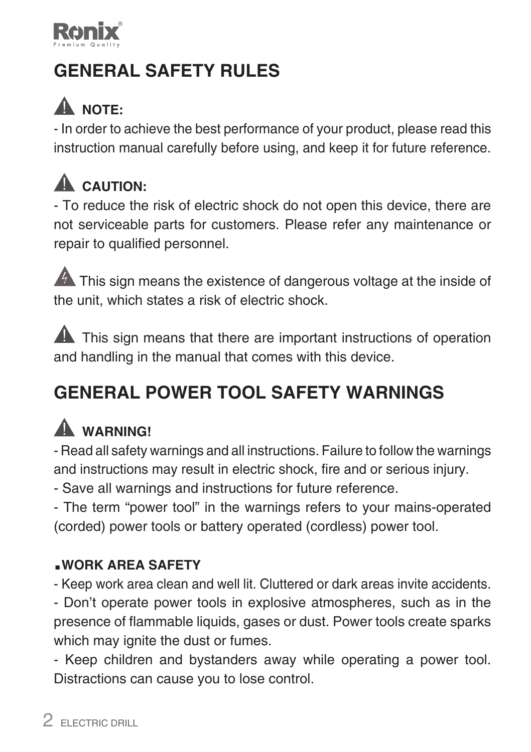## GENERAL SAFETY RULES

⚠ **NOTE:**

- In order to achieve the best performance of your product, please read this instruction manual carefully before using, and keep it for future reference.

⚠ **CAUTION:**

- To reduce the risk of electric shock do not open this device, there are not serviceable parts for customers. Please refer any maintenance or repair to qualified personnel.

⚡ This sign means the existence of dangerous voltage at the inside of the unit, which states a risk of electric shock.

⚠ This sign means that there are important instructions of operation and handling in the manual that comes with this device.

## GENERAL POWER TOOL SAFETY WARNINGS

⚠ **WARNING!**

- Read all safety warnings and all instructions. Failure to follow the warnings and instructions may result in electric shock, fire and or serious injury.
- Save all warnings and instructions for future reference.
- The term "power tool" in the warnings refers to your mains-operated (corded) power tools or battery operated (cordless) power tool.

### ▪ WORK AREA SAFETY

- Keep work area clean and well lit. Cluttered or dark areas invite accidents.
- Don't operate power tools in explosive atmospheres, such as in the presence of flammable liquids, gases or dust. Power tools create sparks which may ignite the dust or fumes.
- Keep children and bystanders away while operating a power tool. Distractions can cause you to lose control.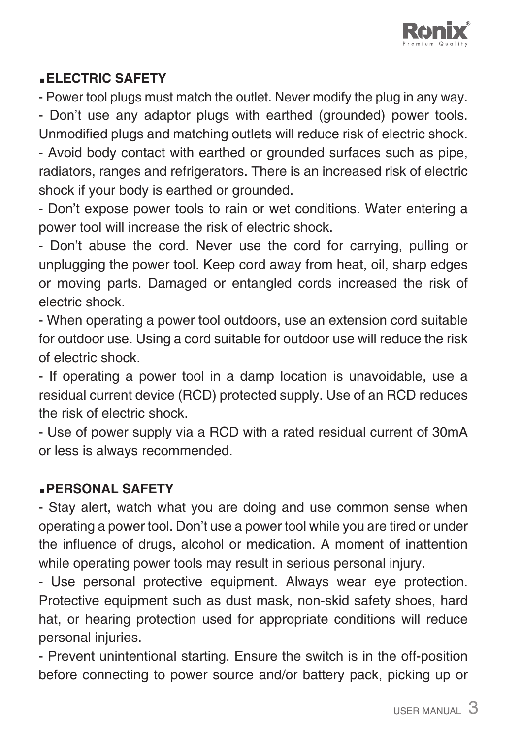## ▪ELECTRIC SAFETY

- Power tool plugs must match the outlet. Never modify the plug in any way.
- Don't use any adaptor plugs with earthed (grounded) power tools. Unmodified plugs and matching outlets will reduce risk of electric shock.
- Avoid body contact with earthed or grounded surfaces such as pipe, radiators, ranges and refrigerators. There is an increased risk of electric shock if your body is earthed or grounded.
- Don't expose power tools to rain or wet conditions. Water entering a power tool will increase the risk of electric shock.
- Don't abuse the cord. Never use the cord for carrying, pulling or unplugging the power tool. Keep cord away from heat, oil, sharp edges or moving parts. Damaged or entangled cords increased the risk of electric shock.
- When operating a power tool outdoors, use an extension cord suitable for outdoor use. Using a cord suitable for outdoor use will reduce the risk of electric shock.
- If operating a power tool in a damp location is unavoidable, use a residual current device (RCD) protected supply. Use of an RCD reduces the risk of electric shock.
- Use of power supply via a RCD with a rated residual current of 30mA or less is always recommended.

## ▪PERSONAL SAFETY

- Stay alert, watch what you are doing and use common sense when operating a power tool. Don't use a power tool while you are tired or under the influence of drugs, alcohol or medication. A moment of inattention while operating power tools may result in serious personal injury.
- Use personal protective equipment. Always wear eye protection. Protective equipment such as dust mask, non-skid safety shoes, hard hat, or hearing protection used for appropriate conditions will reduce personal injuries.
- Prevent unintentional starting. Ensure the switch is in the off-position before connecting to power source and/or battery pack, picking up or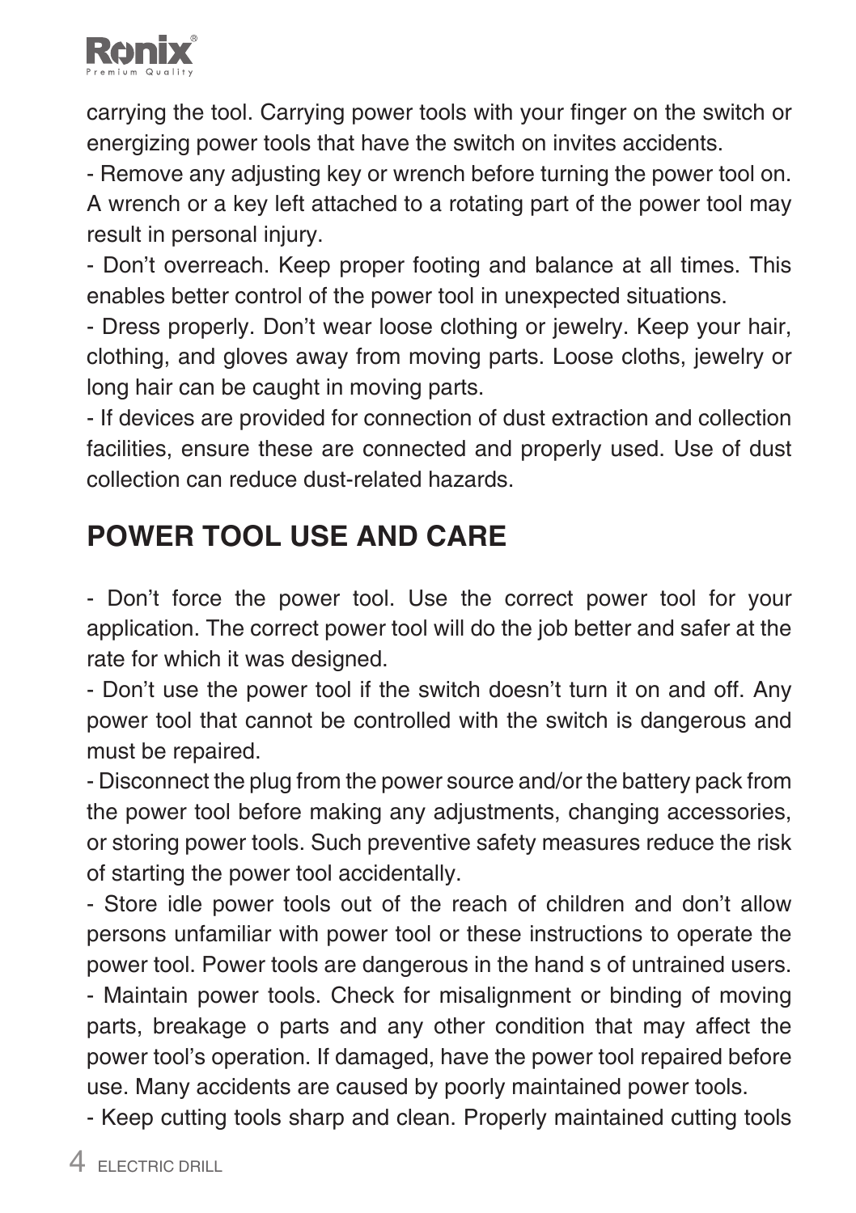carrying the tool. Carrying power tools with your finger on the switch or energizing power tools that have the switch on invites accidents.

- Remove any adjusting key or wrench before turning the power tool on. A wrench or a key left attached to a rotating part of the power tool may result in personal injury.
- Don't overreach. Keep proper footing and balance at all times. This enables better control of the power tool in unexpected situations.
- Dress properly. Don't wear loose clothing or jewelry. Keep your hair, clothing, and gloves away from moving parts. Loose cloths, jewelry or long hair can be caught in moving parts.
- If devices are provided for connection of dust extraction and collection facilities, ensure these are connected and properly used. Use of dust collection can reduce dust-related hazards.

## POWER TOOL USE AND CARE

- Don't force the power tool. Use the correct power tool for your application. The correct power tool will do the job better and safer at the rate for which it was designed.
- Don't use the power tool if the switch doesn't turn it on and off. Any power tool that cannot be controlled with the switch is dangerous and must be repaired.
- Disconnect the plug from the power source and/or the battery pack from the power tool before making any adjustments, changing accessories, or storing power tools. Such preventive safety measures reduce the risk of starting the power tool accidentally.
- Store idle power tools out of the reach of children and don't allow persons unfamiliar with power tool or these instructions to operate the power tool. Power tools are dangerous in the hand s of untrained users.
- Maintain power tools. Check for misalignment or binding of moving parts, breakage o parts and any other condition that may affect the power tool's operation. If damaged, have the power tool repaired before use. Many accidents are caused by poorly maintained power tools.
- Keep cutting tools sharp and clean. Properly maintained cutting tools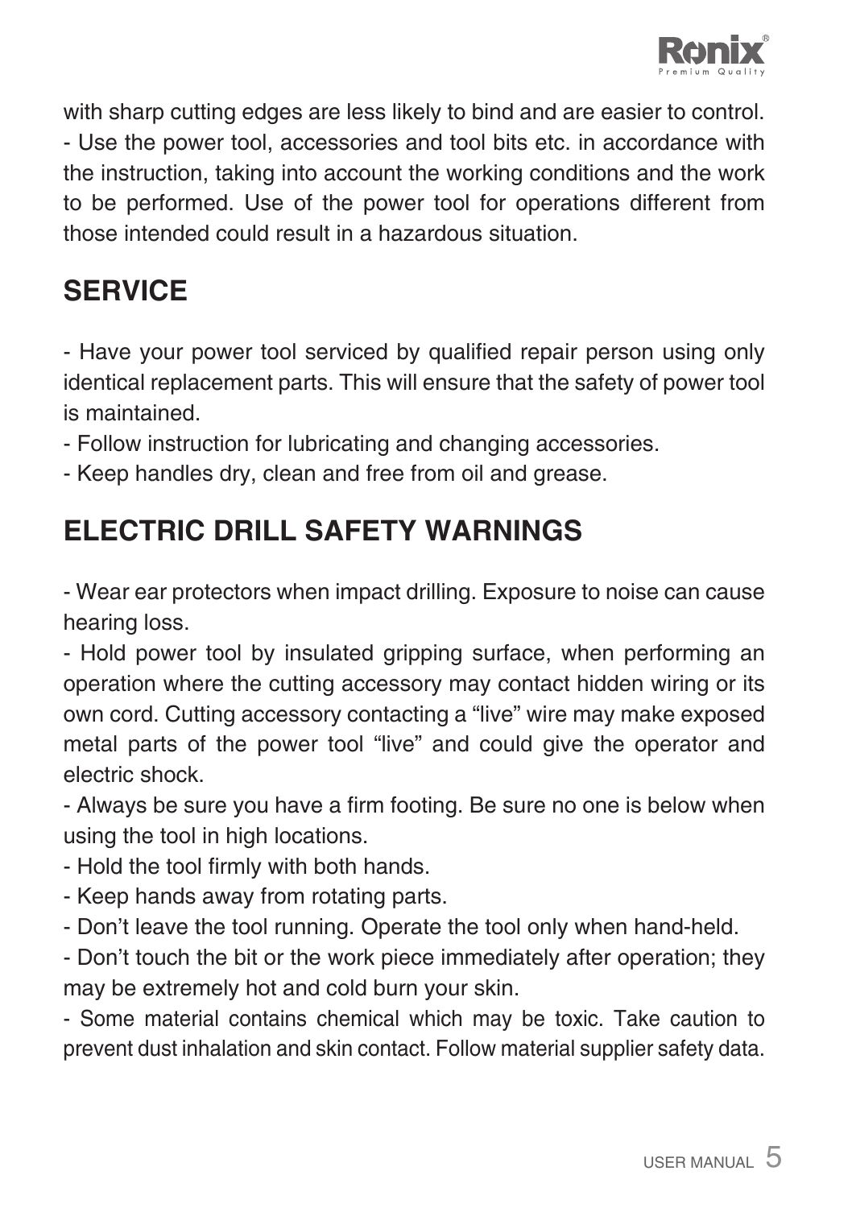with sharp cutting edges are less likely to bind and are easier to control.

- Use the power tool, accessories and tool bits etc. in accordance with the instruction, taking into account the working conditions and the work to be performed. Use of the power tool for operations different from those intended could result in a hazardous situation.

## SERVICE

- Have your power tool serviced by qualified repair person using only identical replacement parts. This will ensure that the safety of power tool is maintained.
- Follow instruction for lubricating and changing accessories.
- Keep handles dry, clean and free from oil and grease.

## ELECTRIC DRILL SAFETY WARNINGS

- Wear ear protectors when impact drilling. Exposure to noise can cause hearing loss.
- Hold power tool by insulated gripping surface, when performing an operation where the cutting accessory may contact hidden wiring or its own cord. Cutting accessory contacting a “live” wire may make exposed metal parts of the power tool “live” and could give the operator and electric shock.
- Always be sure you have a firm footing. Be sure no one is below when using the tool in high locations.
- Hold the tool firmly with both hands.
- Keep hands away from rotating parts.
- Don’t leave the tool running. Operate the tool only when hand-held.
- Don’t touch the bit or the work piece immediately after operation; they may be extremely hot and cold burn your skin.
- Some material contains chemical which may be toxic. Take caution to prevent dust inhalation and skin contact. Follow material supplier safety data.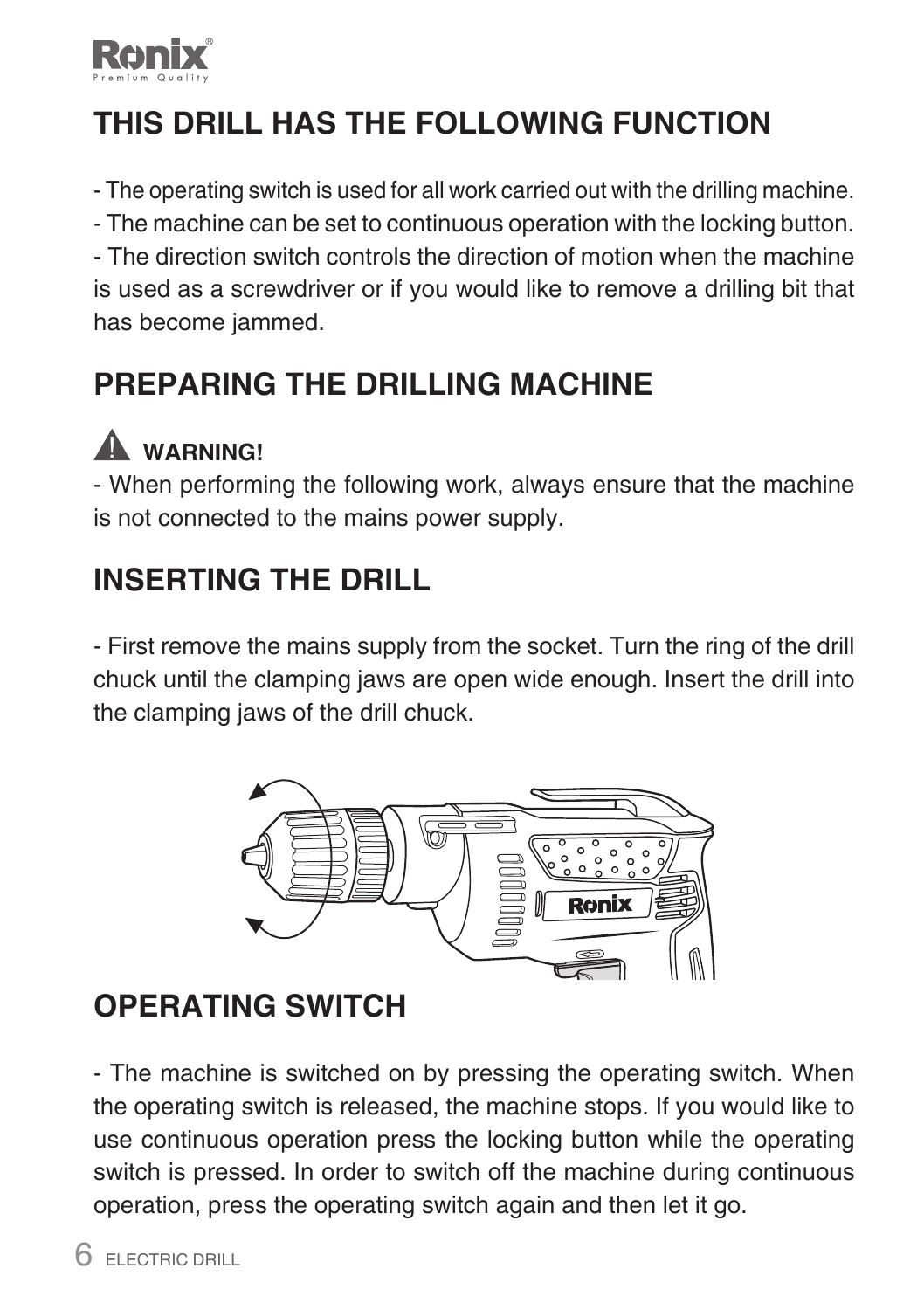## THIS DRILL HAS THE FOLLOWING FUNCTION

- The operating switch is used for all work carried out with the drilling machine.
- The machine can be set to continuous operation with the locking button.
- The direction switch controls the direction of motion when the machine is used as a screwdriver or if you would like to remove a drilling bit that has become jammed.

## PREPARING THE DRILLING MACHINE

**WARNING!**

- When performing the following work, always ensure that the machine is not connected to the mains power supply.

## INSERTING THE DRILL

- First remove the mains supply from the socket. Turn the ring of the drill chuck until the clamping jaws are open wide enough. Insert the drill into the clamping jaws of the drill chuck.

## OPERATING SWITCH

- The machine is switched on by pressing the operating switch. When the operating switch is released, the machine stops. If you would like to use continuous operation press the locking button while the operating switch is pressed. In order to switch off the machine during continuous operation, press the operating switch again and then let it go.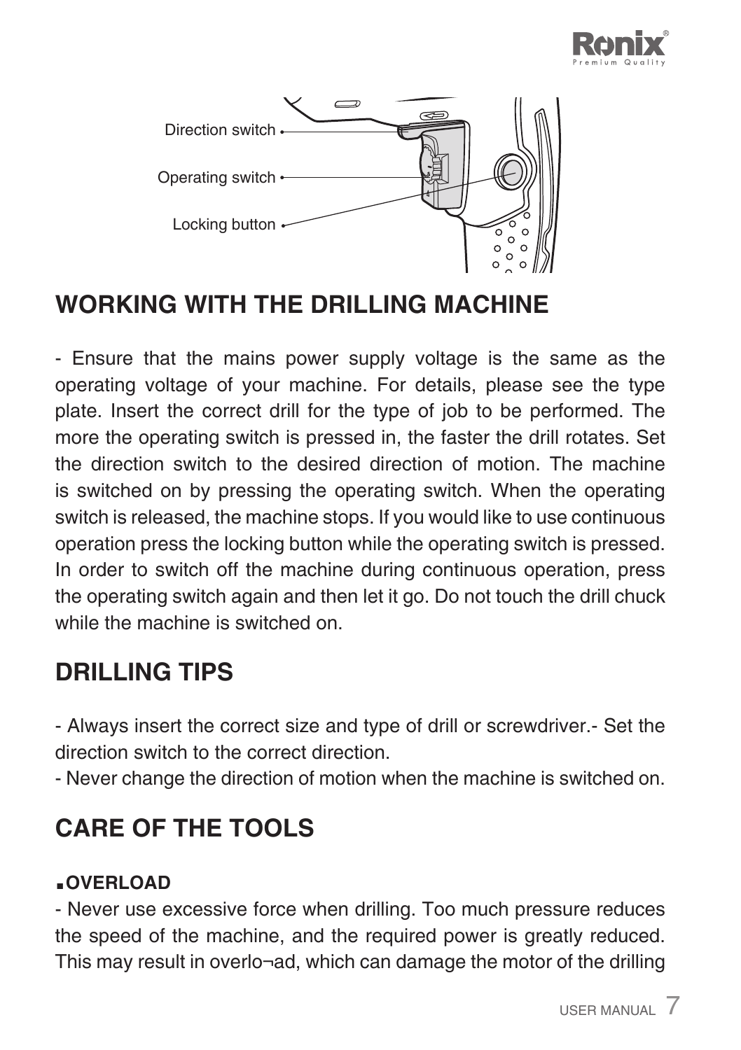Direction switch

Operating switch

Locking button

## WORKING WITH THE DRILLING MACHINE

- Ensure that the mains power supply voltage is the same as the operating voltage of your machine. For details, please see the type plate. Insert the correct drill for the type of job to be performed. The more the operating switch is pressed in, the faster the drill rotates. Set the direction switch to the desired direction of motion. The machine is switched on by pressing the operating switch. When the operating switch is released, the machine stops. If you would like to use continuous operation press the locking button while the operating switch is pressed. In order to switch off the machine during continuous operation, press the operating switch again and then let it go. Do not touch the drill chuck while the machine is switched on.

## DRILLING TIPS

- Always insert the correct size and type of drill or screwdriver.- Set the direction switch to the correct direction.
- Never change the direction of motion when the machine is switched on.

## CARE OF THE TOOLS

**.OVERLOAD**

- Never use excessive force when drilling. Too much pressure reduces the speed of the machine, and the required power is greatly reduced. This may result in overlo¬ad, which can damage the motor of the drilling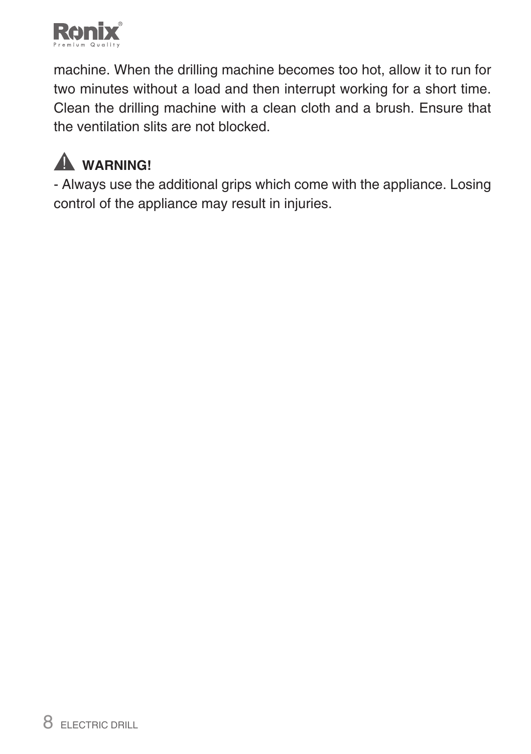machine. When the drilling machine becomes too hot, allow it to run for two minutes without a load and then interrupt working for a short time. Clean the drilling machine with a clean cloth and a brush. Ensure that the ventilation slits are not blocked.

**⚠ WARNING!**

- Always use the additional grips which come with the appliance. Losing control of the appliance may result in injuries.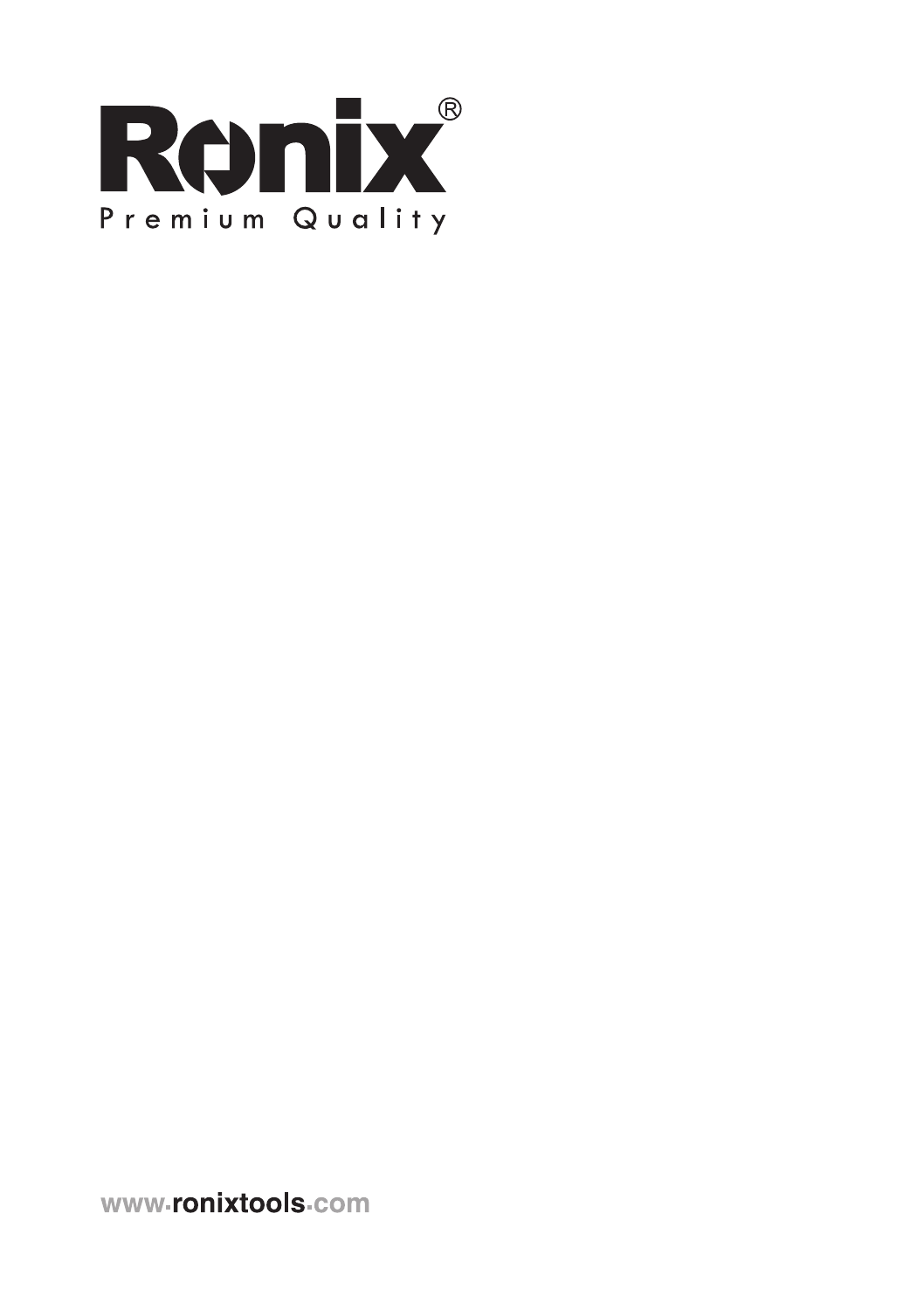Ronix®

Premium Quality

www.ronixtools.com